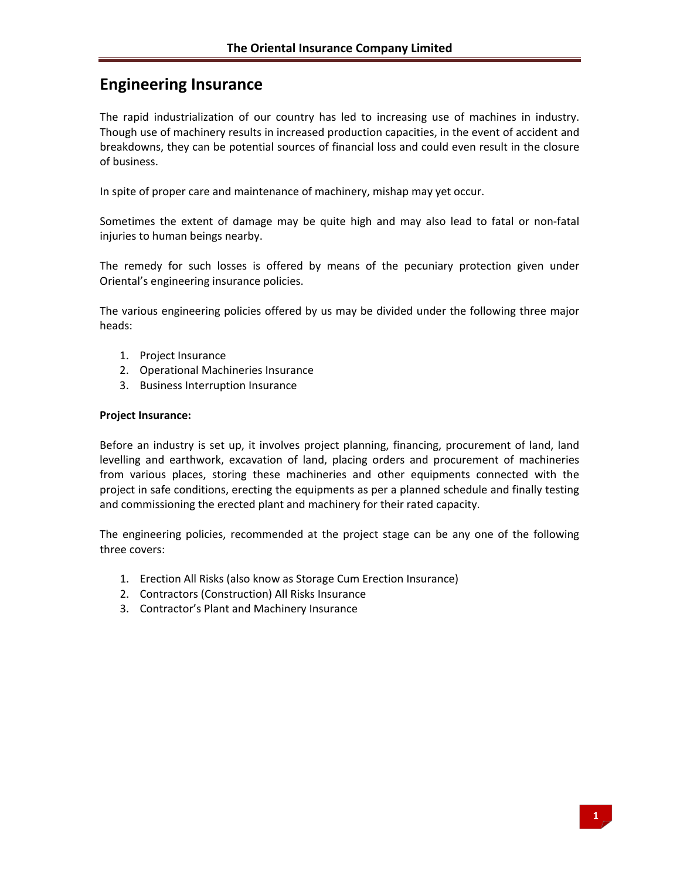# Engineering Insurance

The rapid industrialization of our country has led to increasing use of machines in industry. Though use of machinery results in increased production capacities, in the event of accident and breakdowns, they can be potential sources of financial loss and could even result in the closure of business.

In spite of proper care and maintenance of machinery, mishap may yet occur.

Sometimes the extent of damage may be quite high and may also lead to fatal or non-fatal injuries to human beings nearby.

The remedy for such losses is offered by means of the pecuniary protection given under Oriental's engineering insurance policies.

The various engineering policies offered by us may be divided under the following three major heads:

1. Project Insurance
2. Operational Machineries Insurance
3. Business Interruption Insurance

**Project Insurance:**

Before an industry is set up, it involves project planning, financing, procurement of land, land levelling and earthwork, excavation of land, placing orders and procurement of machineries from various places, storing these machineries and other equipments connected with the project in safe conditions, erecting the equipments as per a planned schedule and finally testing and commissioning the erected plant and machinery for their rated capacity.

The engineering policies, recommended at the project stage can be any one of the following three covers:

1. Erection All Risks (also know as Storage Cum Erection Insurance)
2. Contractors (Construction) All Risks Insurance
3. Contractor's Plant and Machinery Insurance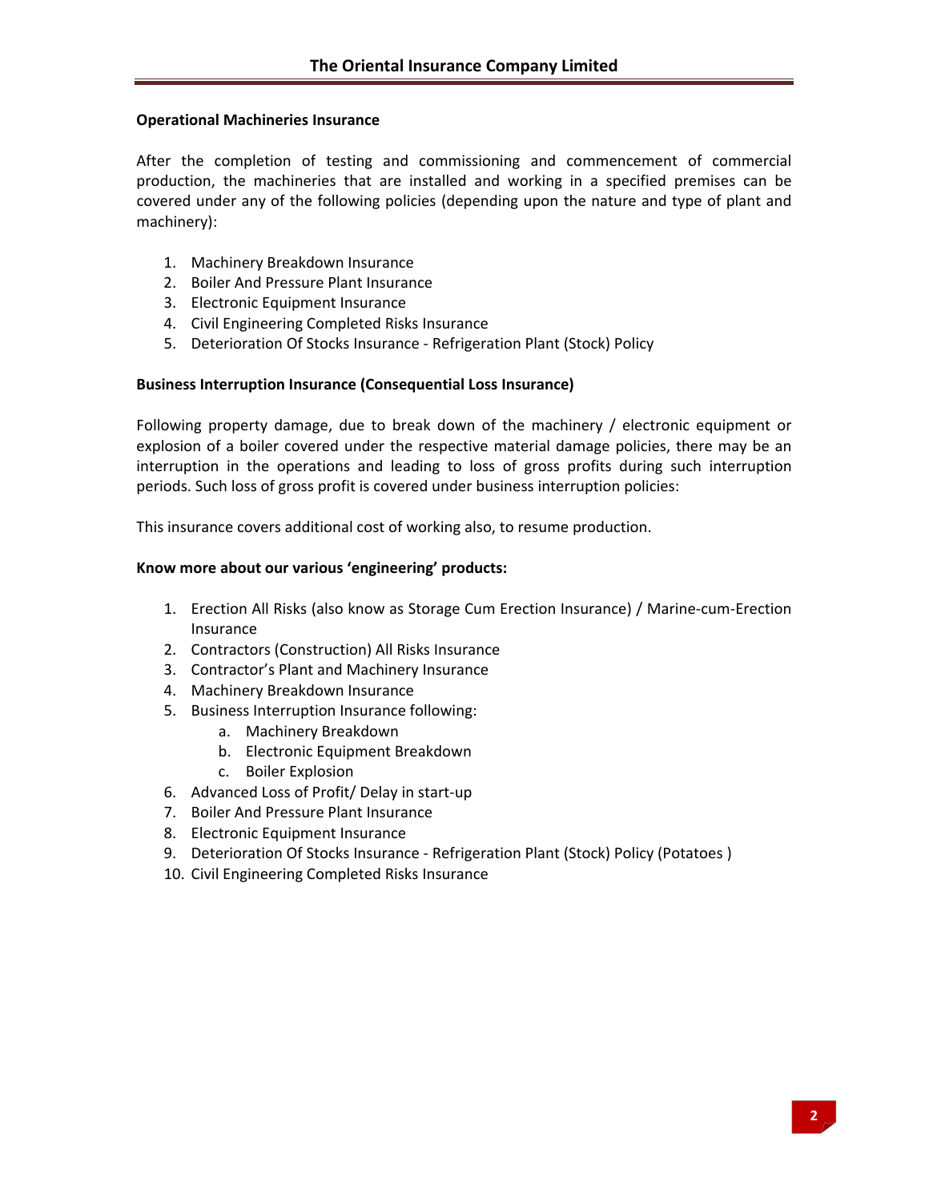**Operational Machineries Insurance**

After the completion of testing and commissioning and commencement of commercial production, the machineries that are installed and working in a specified premises can be covered under any of the following policies (depending upon the nature and type of plant and machinery):

1. Machinery Breakdown Insurance
2. Boiler And Pressure Plant Insurance
3. Electronic Equipment Insurance
4. Civil Engineering Completed Risks Insurance
5. Deterioration Of Stocks Insurance - Refrigeration Plant (Stock) Policy

**Business Interruption Insurance (Consequential Loss Insurance)**

Following property damage, due to break down of the machinery / electronic equipment or explosion of a boiler covered under the respective material damage policies, there may be an interruption in the operations and leading to loss of gross profits during such interruption periods. Such loss of gross profit is covered under business interruption policies:

This insurance covers additional cost of working also, to resume production.

**Know more about our various 'engineering' products:**

1. Erection All Risks (also know as Storage Cum Erection Insurance) / Marine-cum-Erection Insurance
2. Contractors (Construction) All Risks Insurance
3. Contractor's Plant and Machinery Insurance
4. Machinery Breakdown Insurance
5. Business Interruption Insurance following:
    a. Machinery Breakdown
    b. Electronic Equipment Breakdown
    c. Boiler Explosion
6. Advanced Loss of Profit/ Delay in start-up
7. Boiler And Pressure Plant Insurance
8. Electronic Equipment Insurance
9. Deterioration Of Stocks Insurance - Refrigeration Plant (Stock) Policy (Potatoes )
10. Civil Engineering Completed Risks Insurance